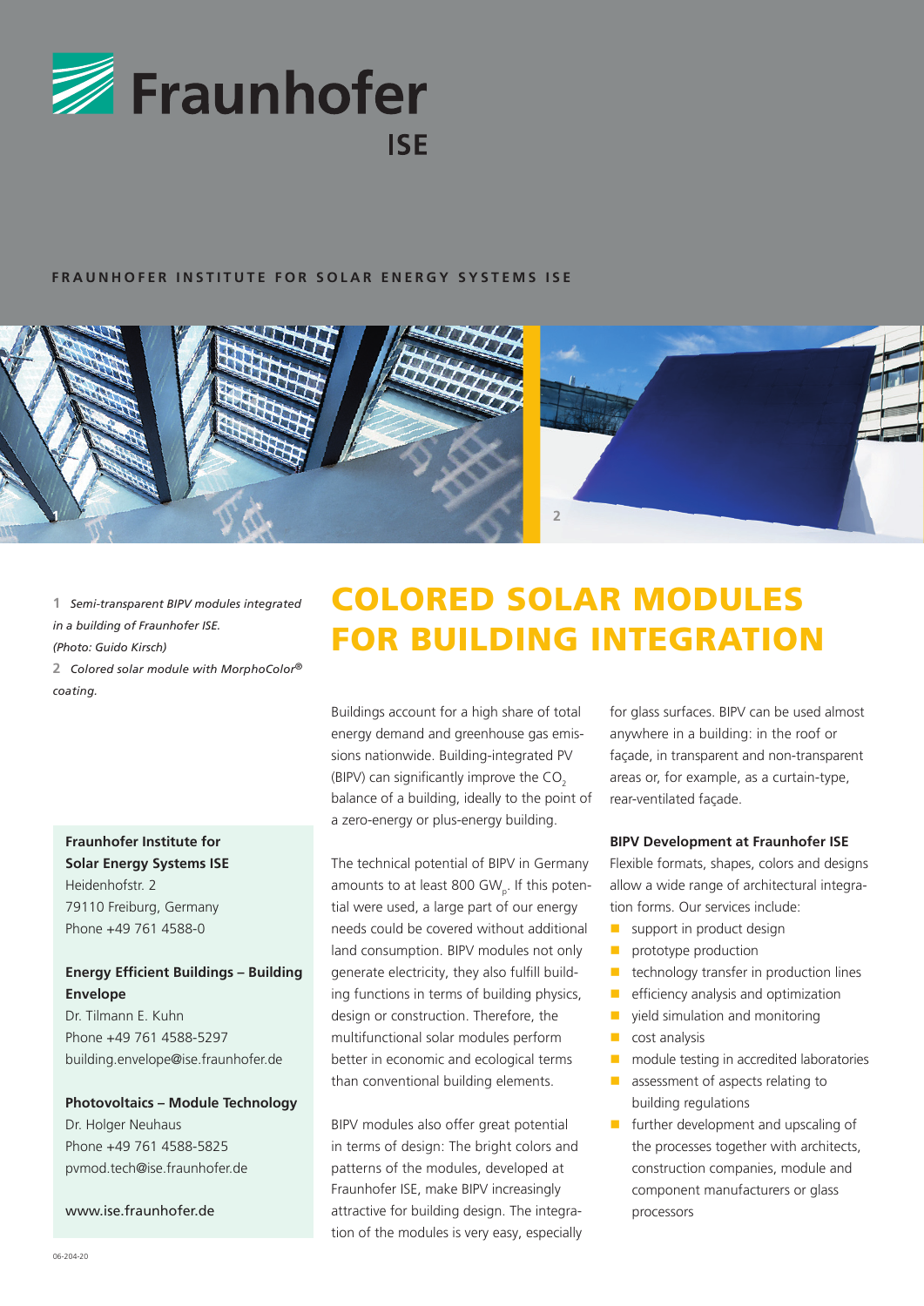Fraunhofer ISE

FRAUNHOFER INSTITUTE FOR SOLAR ENERGY SYSTEMS ISE

**1** *Semi-transparent BIPV modules integrated in a building of Fraunhofer ISE. (Photo: Guido Kirsch)*

**2** *Colored solar module with MorphoColor® coating.*

# COLORED SOLAR MODULES FOR BUILDING INTEGRATION

Buildings account for a high share of total energy demand and greenhouse gas emissions nationwide. Building-integrated PV (BIPV) can significantly improve the $CO_2$ balance of a building, ideally to the point of a zero-energy or plus-energy building.

The technical potential of BIPV in Germany amounts to at least 800 $GW_p$. If this potential were used, a large part of our energy needs could be covered without additional land consumption. BIPV modules not only generate electricity, they also fulfill building functions in terms of building physics, design or construction. Therefore, the multifunctional solar modules perform better in economic and ecological terms than conventional building elements.

BIPV modules also offer great potential in terms of design: The bright colors and patterns of the modules, developed at Fraunhofer ISE, make BIPV increasingly attractive for building design. The integration of the modules is very easy, especially for glass surfaces. BIPV can be used almost anywhere in a building: in the roof or façade, in transparent and non-transparent areas or, for example, as a curtain-type, rear-ventilated façade.

### BIPV Development at Fraunhofer ISE

Flexible formats, shapes, colors and designs allow a wide range of architectural integration forms. Our services include:

- support in product design
- prototype production
- technology transfer in production lines
- efficiency analysis and optimization
- yield simulation and monitoring
- cost analysis
- module testing in accredited laboratories
- assessment of aspects relating to building regulations
- further development and upscaling of the processes together with architects, construction companies, module and component manufacturers or glass processors

**Fraunhofer Institute for Solar Energy Systems ISE**
Heidenhofstr. 2
79110 Freiburg, Germany
Phone +49 761 4588-0

**Energy Efficient Buildings – Building Envelope**
Dr. Tilmann E. Kuhn
Phone +49 761 4588-5297
building.envelope@ise.fraunhofer.de

**Photovoltaics – Module Technology**
Dr. Holger Neuhaus
Phone +49 761 4588-5825
pvmod.tech@ise.fraunhofer.de

www.ise.fraunhofer.de

06-204-20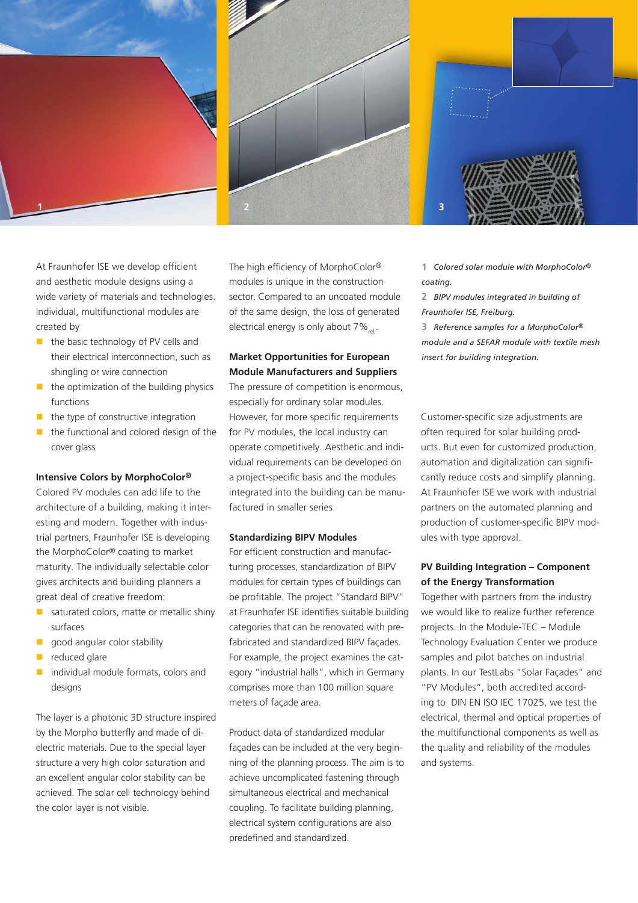At Fraunhofer ISE we develop efficient and aesthetic module designs using a wide variety of materials and technologies. Individual, multifunctional modules are created by

- the basic technology of PV cells and their electrical interconnection, such as shingling or wire connection
- the optimization of the building physics functions
- the type of constructive integration
- the functional and colored design of the cover glass

**Intensive Colors by MorphoColor®**

Colored PV modules can add life to the architecture of a building, making it interesting and modern. Together with industrial partners, Fraunhofer ISE is developing the MorphoColor® coating to market maturity. The individually selectable color gives architects and building planners a great deal of creative freedom:

- saturated colors, matte or metallic shiny surfaces
- good angular color stability
- reduced glare
- individual module formats, colors and designs

The layer is a photonic 3D structure inspired by the Morpho butterfly and made of dielectric materials. Due to the special layer structure a very high color saturation and an excellent angular color stability can be achieved. The solar cell technology behind the color layer is not visible.

The high efficiency of MorphoColor® modules is unique in the construction sector. Compared to an uncoated module of the same design, the loss of generated electrical energy is only about $7\%_{rel.}$.

**Market Opportunities for European Module Manufacturers and Suppliers**

The pressure of competition is enormous, especially for ordinary solar modules. However, for more specific requirements for PV modules, the local industry can operate competitively. Aesthetic and individual requirements can be developed on a project-specific basis and the modules integrated into the building can be manufactured in smaller series.

**Standardizing BIPV Modules**

For efficient construction and manufacturing processes, standardization of BIPV modules for certain types of buildings can be profitable. The project "Standard BIPV" at Fraunhofer ISE identifies suitable building categories that can be renovated with prefabricated and standardized BIPV façades. For example, the project examines the category "industrial halls", which in Germany comprises more than 100 million square meters of façade area.

Product data of standardized modular façades can be included at the very beginning of the planning process. The aim is to achieve uncomplicated fastening through simultaneous electrical and mechanical coupling. To facilitate building planning, electrical system configurations are also predefined and standardized.

*1 Colored solar module with MorphoColor® coating.*

*2 BIPV modules integrated in building of Fraunhofer ISE, Freiburg.*

*3 Reference samples for a MorphoColor® module and a SEFAR module with textile mesh insert for building integration.*

Customer-specific size adjustments are often required for solar building products. But even for customized production, automation and digitalization can significantly reduce costs and simplify planning. At Fraunhofer ISE we work with industrial partners on the automated planning and production of customer-specific BIPV modules with type approval.

**PV Building Integration – Component of the Energy Transformation**

Together with partners from the industry we would like to realize further reference projects. In the Module-TEC – Module Technology Evaluation Center we produce samples and pilot batches on industrial plants. In our TestLabs "Solar Façades" and "PV Modules", both accredited according to DIN EN ISO IEC 17025, we test the electrical, thermal and optical properties of the multifunctional components as well as the quality and reliability of the modules and systems.